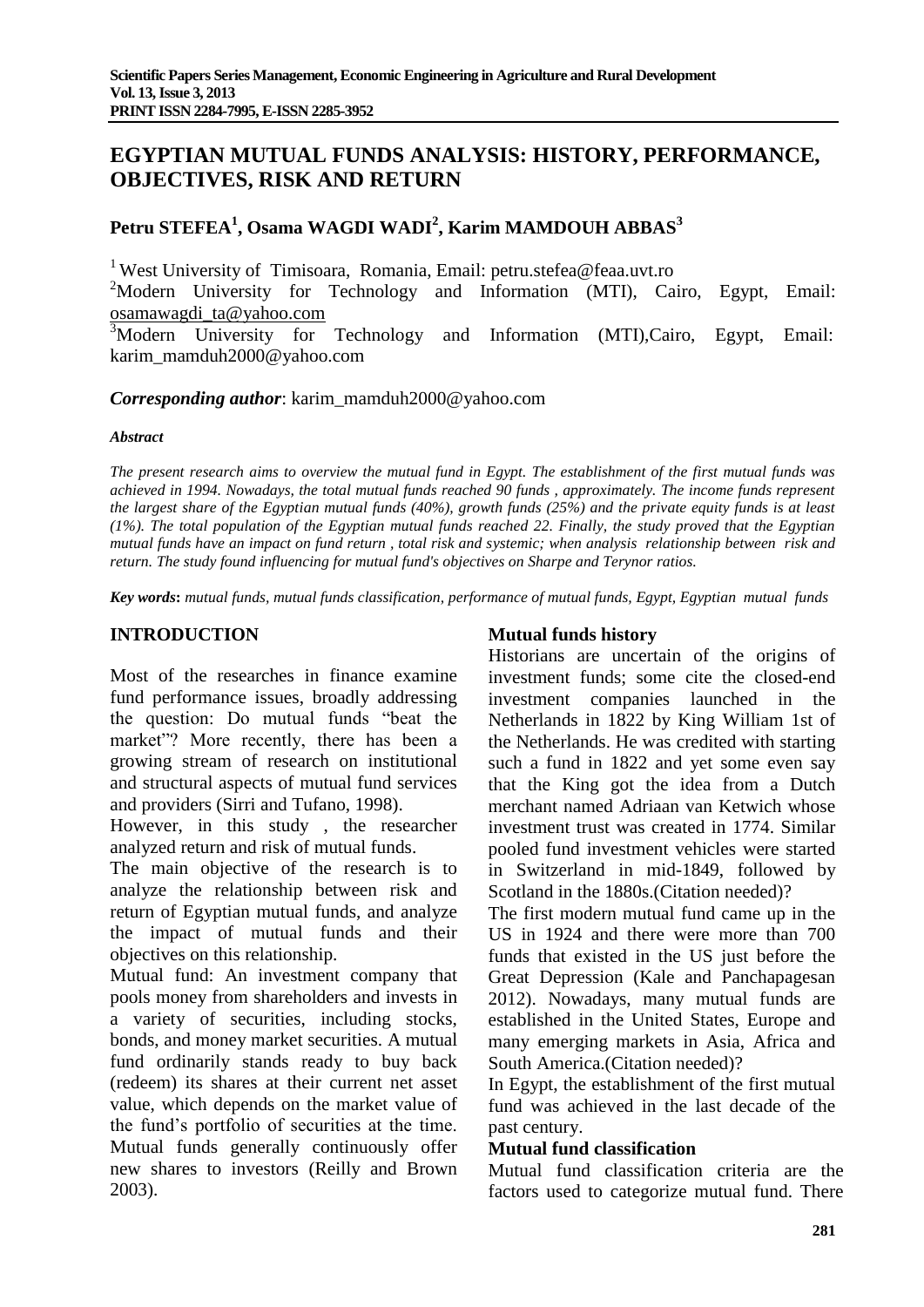# EGYPTIAN MUTUAL FUNDS ANALYSIS: HISTORY, PERFORMANCE, OBJECTIVES, RISK AND RETURN

## Petru STEFEA[1], Osama WAGDI WADI[2], Karim MAMDOUH ABBAS[3]

[1] West University of Timisoara, Romania, Email: petru.stefea@feaa.uvt.ro
[2]Modern University for Technology and Information (MTI), Cairo, Egypt, Email: osamawagdi_ta@yahoo.com
[3]Modern University for Technology and Information (MTI),Cairo, Egypt, Email: karim_mamduh2000@yahoo.com

***Corresponding author***: karim_mamduh2000@yahoo.com

***Abstract***

*The present research aims to overview the mutual fund in Egypt. The establishment of the first mutual funds was achieved in 1994. Nowadays, the total mutual funds reached 90 funds , approximately. The income funds represent the largest share of the Egyptian mutual funds (40%), growth funds (25%) and the private equity funds is at least (1%). The total population of the Egyptian mutual funds reached 22. Finally, the study proved that the Egyptian mutual funds have an impact on fund return , total risk and systemic; when analysis relationship between risk and return. The study found influencing for mutual fund's objectives on Sharpe and Terynor ratios.*

***Key words*: *mutual funds, mutual funds classification, performance of mutual funds, Egypt, Egyptian mutual funds***

## INTRODUCTION

Most of the researches in finance examine fund performance issues, broadly addressing the question: Do mutual funds "beat the market"? More recently, there has been a growing stream of research on institutional and structural aspects of mutual fund services and providers (Sirri and Tufano, 1998).

However, in this study , the researcher analyzed return and risk of mutual funds.

The main objective of the research is to analyze the relationship between risk and return of Egyptian mutual funds, and analyze the impact of mutual funds and their objectives on this relationship.

Mutual fund: An investment company that pools money from shareholders and invests in a variety of securities, including stocks, bonds, and money market securities. A mutual fund ordinarily stands ready to buy back (redeem) its shares at their current net asset value, which depends on the market value of the fund's portfolio of securities at the time. Mutual funds generally continuously offer new shares to investors (Reilly and Brown 2003).

### Mutual funds history

Historians are uncertain of the origins of investment funds; some cite the closed-end investment companies launched in the Netherlands in 1822 by King William 1st of the Netherlands. He was credited with starting such a fund in 1822 and yet some even say that the King got the idea from a Dutch merchant named Adriaan van Ketwich whose investment trust was created in 1774. Similar pooled fund investment vehicles were started in Switzerland in mid-1849, followed by Scotland in the 1880s.(Citation needed)?

The first modern mutual fund came up in the US in 1924 and there were more than 700 funds that existed in the US just before the Great Depression (Kale and Panchapagesan 2012). Nowadays, many mutual funds are established in the United States, Europe and many emerging markets in Asia, Africa and South America.(Citation needed)?

In Egypt, the establishment of the first mutual fund was achieved in the last decade of the past century.

### Mutual fund classification

Mutual fund classification criteria are the factors used to categorize mutual fund. There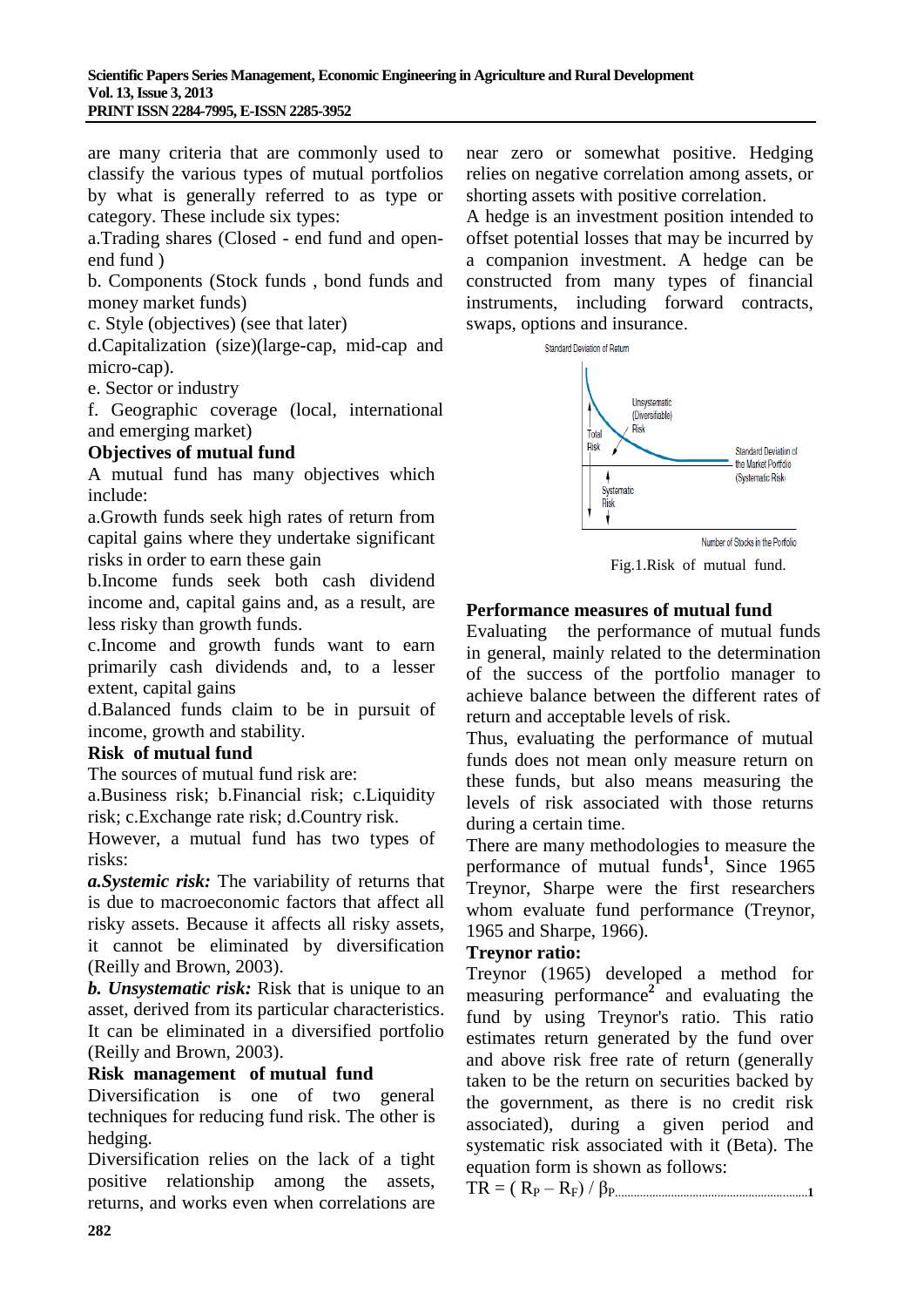are many criteria that are commonly used to classify the various types of mutual portfolios by what is generally referred to as type or category. These include six types:

a.Trading shares (Closed - end fund and open-end fund )

b. Components (Stock funds , bond funds and money market funds)

c. Style (objectives) (see that later)

d.Capitalization (size)(large-cap, mid-cap and micro-cap).

e. Sector or industry

f. Geographic coverage (local, international and emerging market)

**Objectives of mutual fund**

A mutual fund has many objectives which include:

a.Growth funds seek high rates of return from capital gains where they undertake significant risks in order to earn these gain

b.Income funds seek both cash dividend income and, capital gains and, as a result, are less risky than growth funds.

c.Income and growth funds want to earn primarily cash dividends and, to a lesser extent, capital gains

d.Balanced funds claim to be in pursuit of income, growth and stability.

**Risk of mutual fund**

The sources of mutual fund risk are:

a.Business risk; b.Financial risk; c.Liquidity risk; c.Exchange rate risk; d.Country risk.

However, a mutual fund has two types of risks:

***a.Systemic risk:*** The variability of returns that is due to macroeconomic factors that affect all risky assets. Because it affects all risky assets, it cannot be eliminated by diversification (Reilly and Brown, 2003).

***b. Unsystematic risk:*** Risk that is unique to an asset, derived from its particular characteristics. It can be eliminated in a diversified portfolio (Reilly and Brown, 2003).

**Risk management of mutual fund**

Diversification is one of two general techniques for reducing fund risk. The other is hedging.

Diversification relies on the lack of a tight positive relationship among the assets, returns, and works even when correlations are near zero or somewhat positive. Hedging relies on negative correlation among assets, or shorting assets with positive correlation.

A hedge is an investment position intended to offset potential losses that may be incurred by a companion investment. A hedge can be constructed from many types of financial instruments, including forward contracts, swaps, options and insurance.

Fig.1.Risk of mutual fund.

**Performance measures of mutual fund**

Evaluating the performance of mutual funds in general, mainly related to the determination of the success of the portfolio manager to achieve balance between the different rates of return and acceptable levels of risk.

Thus, evaluating the performance of mutual funds does not mean only measure return on these funds, but also means measuring the levels of risk associated with those returns during a certain time.

There are many methodologies to measure the performance of mutual funds[1], Since 1965 Treynor, Sharpe were the first researchers whom evaluate fund performance (Treynor, 1965 and Sharpe, 1966).

**Treynor ratio:**

Treynor (1965) developed a method for measuring performance[2] and evaluating the fund by using Treynor's ratio. This ratio estimates return generated by the fund over and above risk free rate of return (generally taken to be the return on securities backed by the government, as there is no credit risk associated), during a given period and systematic risk associated with it (Beta). The equation form is shown as follows:

$$TR = ( R_P – R_F) / \beta_P \quad (1)$$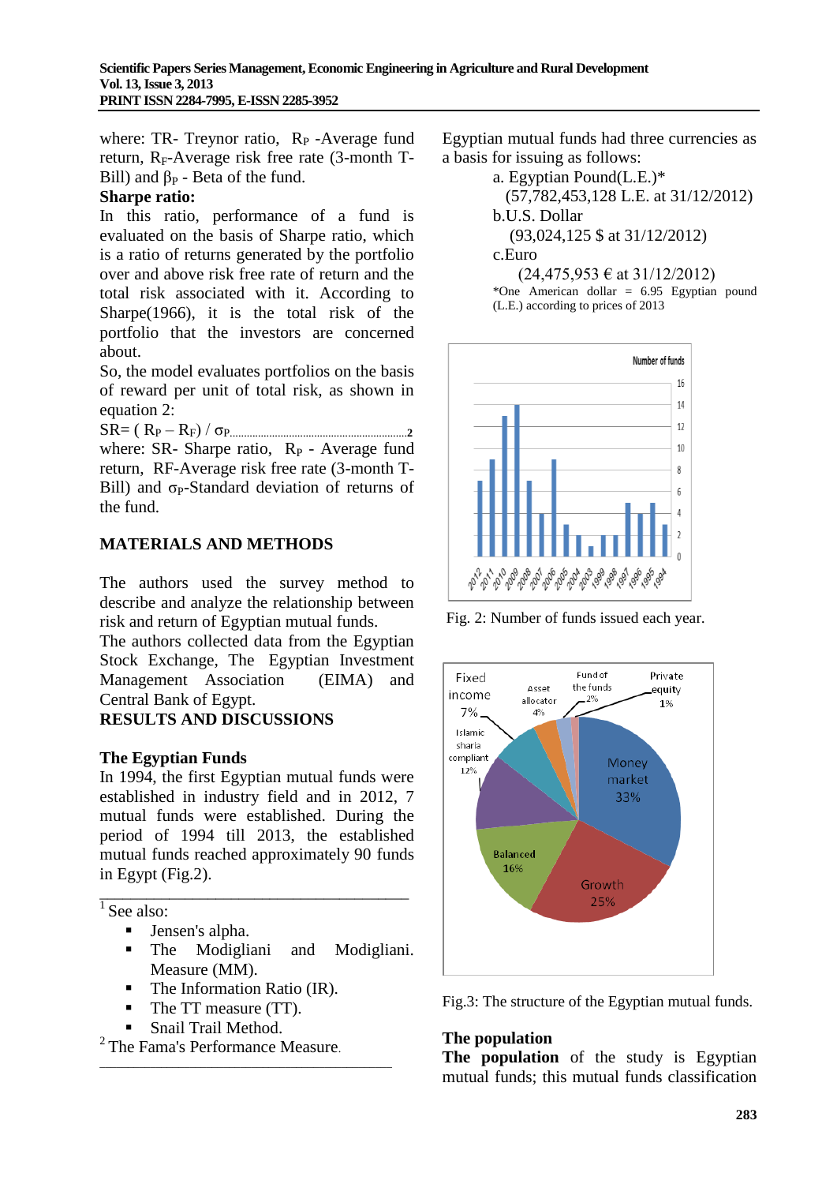where: TR- Treynor ratio, $R_P$ -Average fund return, $R_F$-Average risk free rate (3-month T-Bill) and $\beta_P$ - Beta of the fund.

**Sharpe ratio:**

In this ratio, performance of a fund is evaluated on the basis of Sharpe ratio, which is a ratio of returns generated by the portfolio over and above risk free rate of return and the total risk associated with it. According to Sharpe(1966), it is the total risk of the portfolio that the investors are concerned about.

So, the model evaluates portfolios on the basis of reward per unit of total risk, as shown in equation 2:

$$SR = ( R_P – R_F) / \sigma_P \quad (2)$$

where: SR- Sharpe ratio, $R_P$ - Average fund return, RF-Average risk free rate (3-month T-Bill) and $\sigma_P$-Standard deviation of returns of the fund.

## MATERIALS AND METHODS

The authors used the survey method to describe and analyze the relationship between risk and return of Egyptian mutual funds.

The authors collected data from the Egyptian Stock Exchange, The Egyptian Investment Management Association (EIMA) and Central Bank of Egypt.

## RESULTS AND DISCUSSIONS

### The Egyptian Funds

In 1994, the first Egyptian mutual funds were established in industry field and in 2012, 7 mutual funds were established. During the period of 1994 till 2013, the established mutual funds reached approximately 90 funds in Egypt (Fig.2).

Egyptian mutual funds had three currencies as a basis for issuing as follows:

a. Egyptian Pound(L.E.)*
(57,782,453,128 L.E. at 31/12/2012)

b.U.S. Dollar
(93,024,125 $ at 31/12/2012)

c.Euro
(24,475,953 € at 31/12/2012)

*One American dollar = 6.95 Egyptian pound (L.E.) according to prices of 2013

Fig. 2: Number of funds issued each year.

Fig.3: The structure of the Egyptian mutual funds.

**The population**

**The population** of the study is Egyptian mutual funds; this mutual funds classification

---

[1] See also:

- Jensen's alpha.
- The Modigliani and Modigliani. Measure (MM).
- The Information Ratio (IR).
- The TT measure (TT).
- Snail Trail Method.

[2] The Fama's Performance Measure.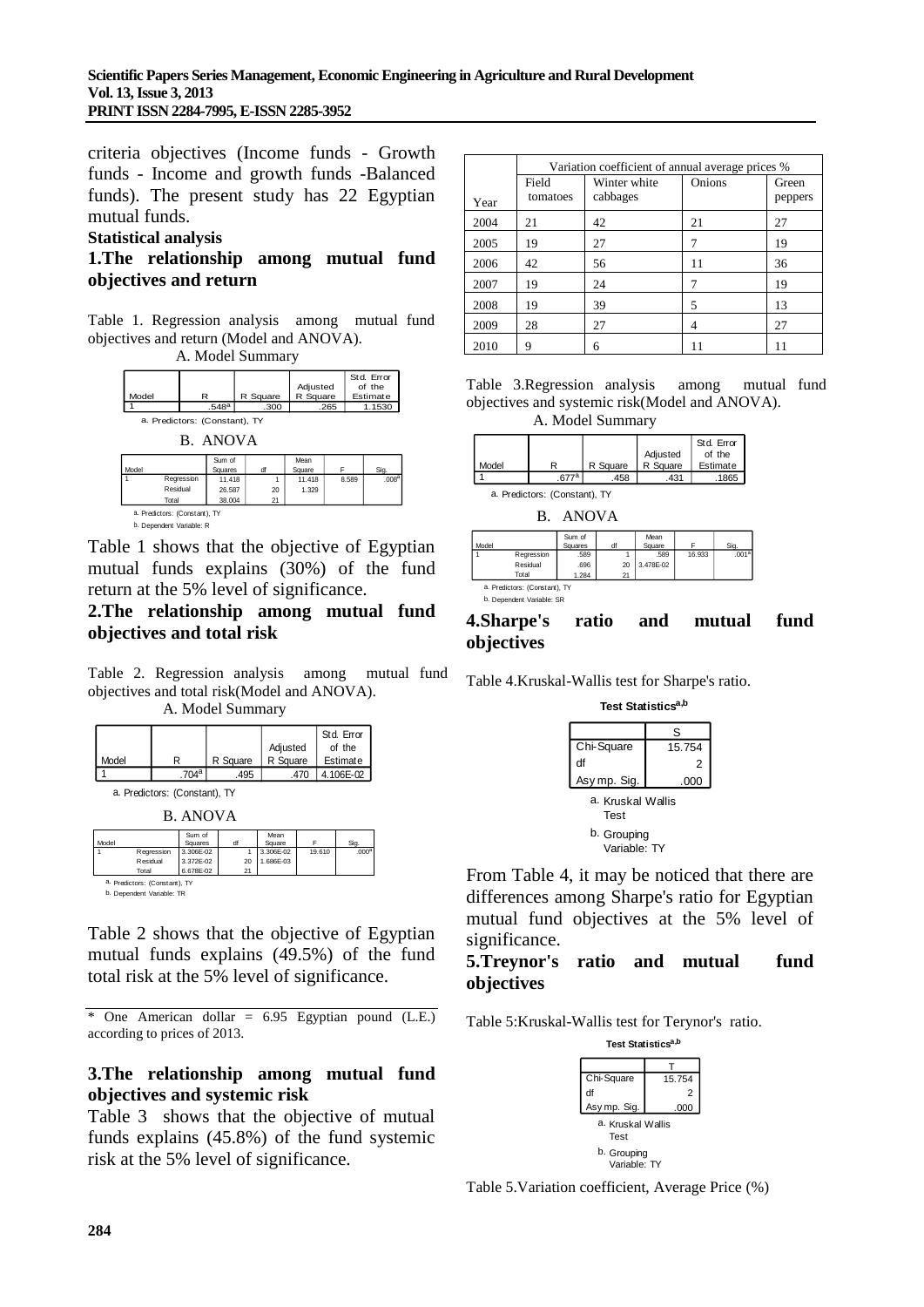criteria objectives (Income funds - Growth funds - Income and growth funds -Balanced funds). The present study has 22 Egyptian mutual funds.

**Statistical analysis**

## 1.The relationship among mutual fund objectives and return

Table 1. Regression analysis among mutual fund objectives and return (Model and ANOVA).

A. Model Summary

| Model | R | R Square | Adjusted R Square | Std. Error of the Estimate |
|---|---|---|---|---|
| 1 | .548[a] | .300 | .265 | 1.1530 |

a. Predictors: (Constant), TY

B. ANOVA

| Model | | Sum of Squares | df | Mean Square | F | Sig. |
|---|---|---|---|---|---|---|
| 1 | Regression | 11.418 | 1 | 11.418 | 8.589 | .008[a] |
| | Residual | 26.587 | 20 | 1.329 | | |
| | Total | 38.004 | 21 | | | |

a. Predictors: (Constant), TY

b. Dependent Variable: R

Table 1 shows that the objective of Egyptian mutual funds explains (30%) of the fund return at the 5% level of significance.

## 2.The relationship among mutual fund objectives and total risk

Table 2. Regression analysis among mutual fund objectives and total risk(Model and ANOVA).

A. Model Summary

| Model | R | R Square | Adjusted R Square | Std. Error of the Estimate |
|---|---|---|---|---|
| 1 | .704[a] | .495 | .470 | 4.106E-02 |

a. Predictors: (Constant), TY

B. ANOVA

| Model | | Sum of Squares | df | Mean Square | F | Sig. |
|---|---|---|---|---|---|---|
| 1 | Regression | 3.306E-02 | 1 | 3.306E-02 | 19.610 | .000[a] |
| | Residual | 3.372E-02 | 20 | 1.686E-03 | | |
| | Total | 6.678E-02 | 21 | | | |

a. Predictors: (Constant), TY

b. Dependent Variable: TR

Table 2 shows that the objective of Egyptian mutual funds explains (49.5%) of the fund total risk at the 5% level of significance.

* One American dollar = 6.95 Egyptian pound (L.E.) according to prices of 2013.

## 3.The relationship among mutual fund objectives and systemic risk

Table 3 shows that the objective of mutual funds explains (45.8%) of the fund systemic risk at the 5% level of significance.

| Year | Variation coefficient of annual average prices % | | | |
|---|---|---|---|---|
| | Field tomatoes | Winter white cabbages | Onions | Green peppers |
| 2004 | 21 | 42 | 21 | 27 |
| 2005 | 19 | 27 | 7 | 19 |
| 2006 | 42 | 56 | 11 | 36 |
| 2007 | 19 | 24 | 7 | 19 |
| 2008 | 19 | 39 | 5 | 13 |
| 2009 | 28 | 27 | 4 | 27 |
| 2010 | 9 | 6 | 11 | 11 |

Table 3.Regression analysis among mutual fund objectives and systemic risk(Model and ANOVA).

A. Model Summary

| Model | R | R Square | Adjusted R Square | Std. Error of the Estimate |
|---|---|---|---|---|
| 1 | .677[a] | .458 | .431 | .1865 |

a. Predictors: (Constant), TY

B. ANOVA

| Model | | Sum of Squares | df | Mean Square | F | Sig. |
|---|---|---|---|---|---|---|
| 1 | Regression | .589 | 1 | .589 | 16.933 | .001[a] |
| | Residual | .696 | 20 | 3.478E-02 | | |
| | Total | 1.284 | 21 | | | |

a. Predictors: (Constant), TY

b. Dependent Variable: SR

## 4.Sharpe's ratio and mutual fund objectives

Table 4.Kruskal-Wallis test for Sharpe's ratio.

**Test Statistics[a,b]**

| | S |
|---|---|
| Chi-Square | 15.754 |
| df | 2 |
| Asymp. Sig. | .000 |

a. Kruskal Wallis Test

b. Grouping Variable: TY

From Table 4, it may be noticed that there are differences among Sharpe's ratio for Egyptian mutual fund objectives at the 5% level of significance.

## 5.Treynor's ratio and mutual fund objectives

Table 5:Kruskal-Wallis test for Terynor's ratio.

**Test Statistics[a,b]**

| | T |
|---|---|
| Chi-Square | 15.754 |
| df | 2 |
| Asymp. Sig. | .000 |

a. Kruskal Wallis Test

b. Grouping Variable: TY

Table 5.Variation coefficient, Average Price (%)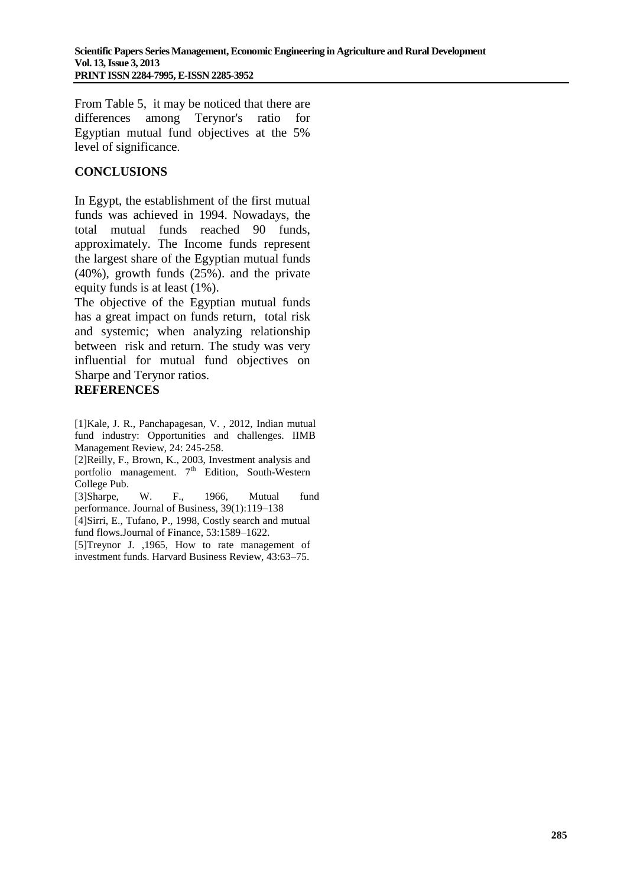From Table 5, it may be noticed that there are differences among Terynor's ratio for Egyptian mutual fund objectives at the 5% level of significance.

## CONCLUSIONS

In Egypt, the establishment of the first mutual funds was achieved in 1994. Nowadays, the total mutual funds reached 90 funds, approximately. The Income funds represent the largest share of the Egyptian mutual funds (40%), growth funds (25%). and the private equity funds is at least (1%).

The objective of the Egyptian mutual funds has a great impact on funds return, total risk and systemic; when analyzing relationship between risk and return. The study was very influential for mutual fund objectives on Sharpe and Terynor ratios.

## REFERENCES

[1]Kale, J. R., Panchapagesan, V. , 2012, Indian mutual fund industry: Opportunities and challenges. IIMB Management Review, 24: 245-258.

[2]Reilly, F., Brown, K., 2003, Investment analysis and portfolio management. 7th Edition, South-Western College Pub.

[3]Sharpe, W. F., 1966, Mutual fund performance. Journal of Business, 39(1):119–138

[4]Sirri, E., Tufano, P., 1998, Costly search and mutual fund flows.Journal of Finance, 53:1589–1622.

[5]Treynor J. ,1965, How to rate management of investment funds. Harvard Business Review, 43:63–75.